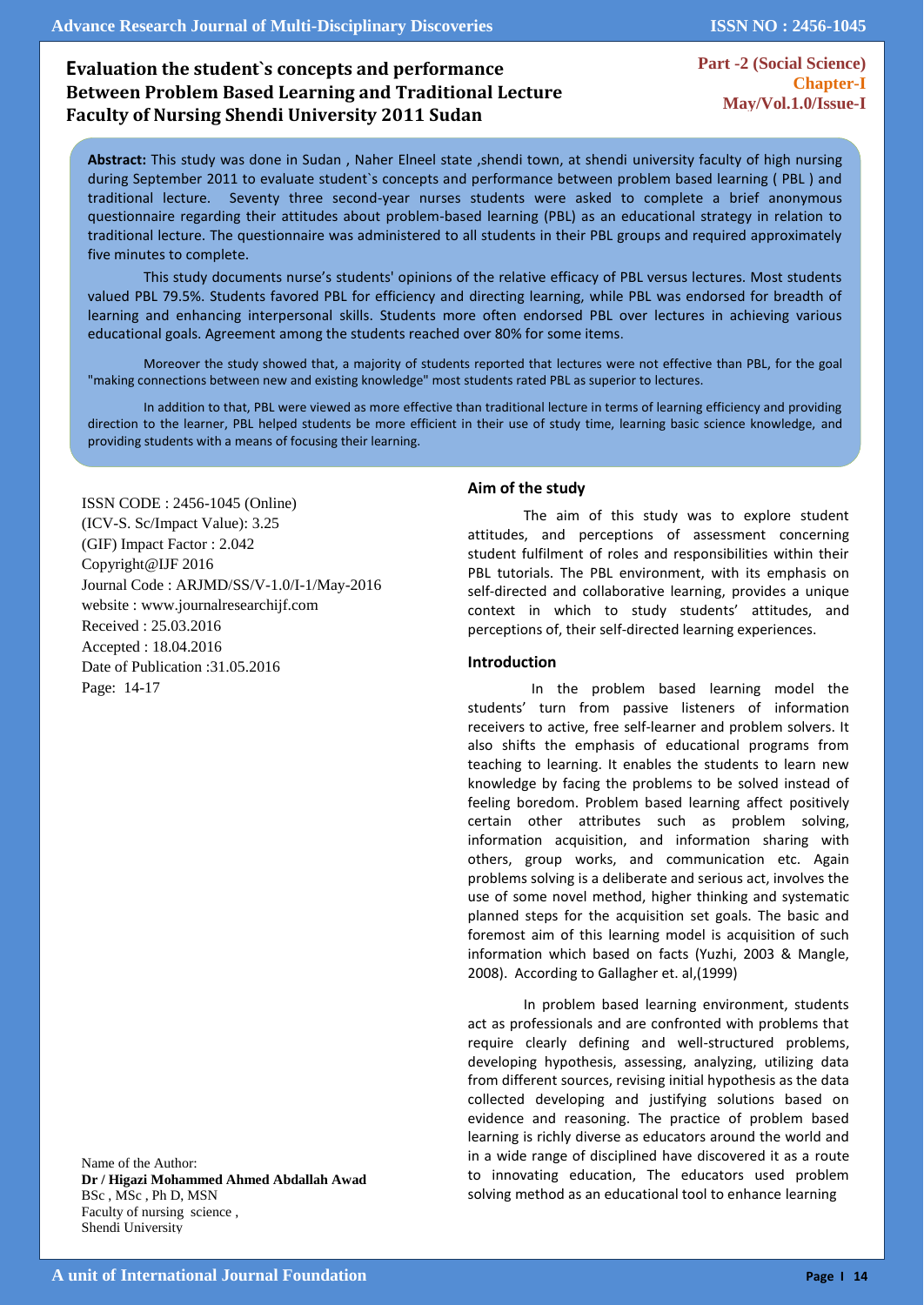# Evaluation the student`s concepts and performance Between Problem Based Learning and Traditional Lecture Faculty of Nursing Shendi University 2011 Sudan

**Part -2 (Social Science)**
**Chapter-I**
**May/Vol.1.0/Issue-I**

**Abstract:** This study was done in Sudan , Naher Elneel state ,shendi town, at shendi university faculty of high nursing during September 2011 to evaluate student`s concepts and performance between problem based learning ( PBL ) and traditional lecture. Seventy three second-year nurses students were asked to complete a brief anonymous questionnaire regarding their attitudes about problem-based learning (PBL) as an educational strategy in relation to traditional lecture. The questionnaire was administered to all students in their PBL groups and required approximately five minutes to complete.

This study documents nurse's students' opinions of the relative efficacy of PBL versus lectures. Most students valued PBL 79.5%. Students favored PBL for efficiency and directing learning, while PBL was endorsed for breadth of learning and enhancing interpersonal skills. Students more often endorsed PBL over lectures in achieving various educational goals. Agreement among the students reached over 80% for some items.

Moreover the study showed that, a majority of students reported that lectures were not effective than PBL, for the goal "making connections between new and existing knowledge" most students rated PBL as superior to lectures.

In addition to that, PBL were viewed as more effective than traditional lecture in terms of learning efficiency and providing direction to the learner, PBL helped students be more efficient in their use of study time, learning basic science knowledge, and providing students with a means of focusing their learning.

ISSN CODE : 2456-1045 (Online)
(ICV-S. Sc/Impact Value): 3.25
(GIF) Impact Factor : 2.042
Copyright@IJF 2016
Journal Code : ARJMD/SS/V-1.0/I-1/May-2016
website : www.journalresearchijf.com
Received : 25.03.2016
Accepted : 18.04.2016
Date of Publication :31.05.2016
Page: 14-17

Name of the Author:
**Dr / Higazi Mohammed Ahmed Abdallah Awad**
BSc , MSc , Ph D, MSN
Faculty of nursing science ,
Shendi University

## Aim of the study

The aim of this study was to explore student attitudes, and perceptions of assessment concerning student fulfilment of roles and responsibilities within their PBL tutorials. The PBL environment, with its emphasis on self-directed and collaborative learning, provides a unique context in which to study students' attitudes, and perceptions of, their self-directed learning experiences.

## Introduction

In the problem based learning model the students' turn from passive listeners of information receivers to active, free self-learner and problem solvers. It also shifts the emphasis of educational programs from teaching to learning. It enables the students to learn new knowledge by facing the problems to be solved instead of feeling boredom. Problem based learning affect positively certain other attributes such as problem solving, information acquisition, and information sharing with others, group works, and communication etc. Again problems solving is a deliberate and serious act, involves the use of some novel method, higher thinking and systematic planned steps for the acquisition set goals. The basic and foremost aim of this learning model is acquisition of such information which based on facts (Yuzhi, 2003 & Mangle, 2008). According to Gallagher et. al,(1999)

In problem based learning environment, students act as professionals and are confronted with problems that require clearly defining and well-structured problems, developing hypothesis, assessing, analyzing, utilizing data from different sources, revising initial hypothesis as the data collected developing and justifying solutions based on evidence and reasoning. The practice of problem based learning is richly diverse as educators around the world and in a wide range of disciplined have discovered it as a route to innovating education, The educators used problem solving method as an educational tool to enhance learning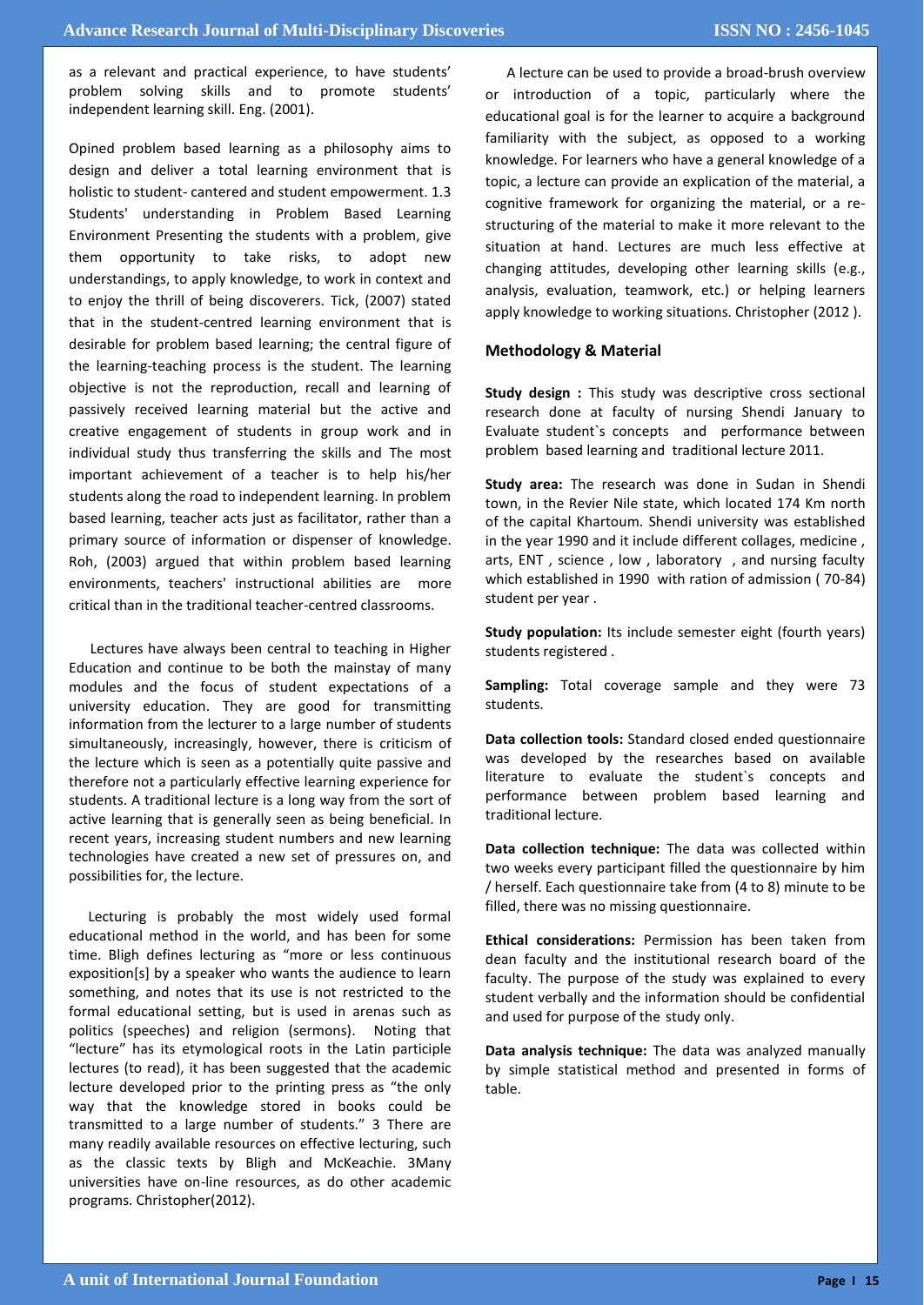as a relevant and practical experience, to have students' problem solving skills and to promote students' independent learning skill. Eng. (2001).

Opined problem based learning as a philosophy aims to design and deliver a total learning environment that is holistic to student- cantered and student empowerment. 1.3 Students' understanding in Problem Based Learning Environment Presenting the students with a problem, give them opportunity to take risks, to adopt new understandings, to apply knowledge, to work in context and to enjoy the thrill of being discoverers. Tick, (2007) stated that in the student-centred learning environment that is desirable for problem based learning; the central figure of the learning-teaching process is the student. The learning objective is not the reproduction, recall and learning of passively received learning material but the active and creative engagement of students in group work and in individual study thus transferring the skills and The most important achievement of a teacher is to help his/her students along the road to independent learning. In problem based learning, teacher acts just as facilitator, rather than a primary source of information or dispenser of knowledge. Roh, (2003) argued that within problem based learning environments, teachers' instructional abilities are more critical than in the traditional teacher-centred classrooms.

Lectures have always been central to teaching in Higher Education and continue to be both the mainstay of many modules and the focus of student expectations of a university education. They are good for transmitting information from the lecturer to a large number of students simultaneously, increasingly, however, there is criticism of the lecture which is seen as a potentially quite passive and therefore not a particularly effective learning experience for students. A traditional lecture is a long way from the sort of active learning that is generally seen as being beneficial. In recent years, increasing student numbers and new learning technologies have created a new set of pressures on, and possibilities for, the lecture.

Lecturing is probably the most widely used formal educational method in the world, and has been for some time. Bligh defines lecturing as "more or less continuous exposition[s] by a speaker who wants the audience to learn something, and notes that its use is not restricted to the formal educational setting, but is used in arenas such as politics (speeches) and religion (sermons). Noting that "lecture" has its etymological roots in the Latin participle lectures (to read), it has been suggested that the academic lecture developed prior to the printing press as "the only way that the knowledge stored in books could be transmitted to a large number of students." 3 There are many readily available resources on effective lecturing, such as the classic texts by Bligh and McKeachie. 3Many universities have on-line resources, as do other academic programs. Christopher(2012).

A lecture can be used to provide a broad-brush overview or introduction of a topic, particularly where the educational goal is for the learner to acquire a background familiarity with the subject, as opposed to a working knowledge. For learners who have a general knowledge of a topic, a lecture can provide an explication of the material, a cognitive framework for organizing the material, or a re-structuring of the material to make it more relevant to the situation at hand. Lectures are much less effective at changing attitudes, developing other learning skills (e.g., analysis, evaluation, teamwork, etc.) or helping learners apply knowledge to working situations. Christopher (2012 ).

## Methodology & Material

**Study design :** This study was descriptive cross sectional research done at faculty of nursing Shendi January to Evaluate student`s concepts and performance between problem based learning and traditional lecture 2011.

**Study area:** The research was done in Sudan in Shendi town, in the Revier Nile state, which located 174 Km north of the capital Khartoum. Shendi university was established in the year 1990 and it include different collages, medicine , arts, ENT , science , low , laboratory , and nursing faculty which established in 1990 with ration of admission ( 70-84) student per year .

**Study population:** Its include semester eight (fourth years) students registered .

**Sampling:** Total coverage sample and they were 73 students.

**Data collection tools:** Standard closed ended questionnaire was developed by the researches based on available literature to evaluate the student`s concepts and performance between problem based learning and traditional lecture.

**Data collection technique:** The data was collected within two weeks every participant filled the questionnaire by him / herself. Each questionnaire take from (4 to 8) minute to be filled, there was no missing questionnaire.

**Ethical considerations:** Permission has been taken from dean faculty and the institutional research board of the faculty. The purpose of the study was explained to every student verbally and the information should be confidential and used for purpose of the study only.

**Data analysis technique:** The data was analyzed manually by simple statistical method and presented in forms of table.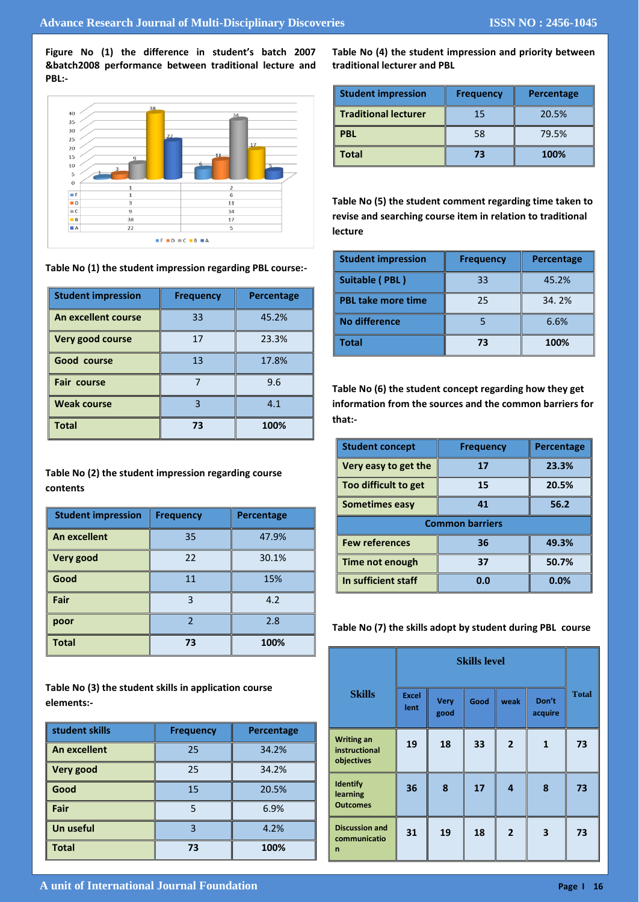**Figure No (1) the difference in student's batch 2007 &batch2008 performance between traditional lecture and PBL:-**

| | 1 | 2 |
|---|---|---|
| F | 1 | 6 |
| D | 3 | 11 |
| C | 9 | 34 |
| B | 38 | 17 |
| A | 22 | 5 |

**Table No (1) the student impression regarding PBL course:-**

| Student impression | Frequency | Percentage |
|---|---|---|
| An excellent course | 33 | 45.2% |
| Very good course | 17 | 23.3% |
| Good course | 13 | 17.8% |
| Fair course | 7 | 9.6 |
| Weak course | 3 | 4.1 |
| Total | **73** | **100%** |

**Table No (2) the student impression regarding course contents**

| Student impression | Frequency | Percentage |
|---|---|---|
| An excellent | 35 | 47.9% |
| Very good | 22 | 30.1% |
| Good | 11 | 15% |
| Fair | 3 | 4.2 |
| poor | 2 | 2.8 |
| Total | **73** | **100%** |

**Table No (3) the student skills in application course elements:-**

| student skills | Frequency | Percentage |
|---|---|---|
| An excellent | 25 | 34.2% |
| Very good | 25 | 34.2% |
| Good | 15 | 20.5% |
| Fair | 5 | 6.9% |
| Un useful | 3 | 4.2% |
| Total | **73** | **100%** |

**Table No (4) the student impression and priority between traditional lecturer and PBL**

| Student impression | Frequency | Percentage |
|---|---|---|
| Traditional lecturer | 15 | 20.5% |
| PBL | 58 | 79.5% |
| Total | **73** | **100%** |

**Table No (5) the student comment regarding time taken to revise and searching course item in relation to traditional lecture**

| Student impression | Frequency | Percentage |
|---|---|---|
| Suitable ( PBL ) | 33 | 45.2% |
| PBL take more time | 25 | 34. 2% |
| No difference | 5 | 6.6% |
| Total | **73** | **100%** |

**Table No (6) the student concept regarding how they get information from the sources and the common barriers for that:-**

| Student concept | Frequency | Percentage |
|---|---|---|
| Very easy to get the | **17** | **23.3%** |
| Too difficult to get | **15** | **20.5%** |
| Sometimes easy | **41** | **56.2** |
| **Common barriers** | | |
| Few references | **36** | **49.3%** |
| Time not enough | **37** | **50.7%** |
| In sufficient staff | **0.0** | **0.0%** |

**Table No (7) the skills adopt by student during PBL course**

| Skills | Skills level | | | | | Total |
|---|---|---|---|---|---|---|
| | Excel lent | Very good | Good | weak | Don't acquire | |
| Writing an instructional objectives | **19** | **18** | **33** | **2** | **1** | **73** |
| Identify learning Outcomes | **36** | **8** | **17** | **4** | **8** | **73** |
| Discussion and communication | **31** | **19** | **18** | **2** | **3** | **73** |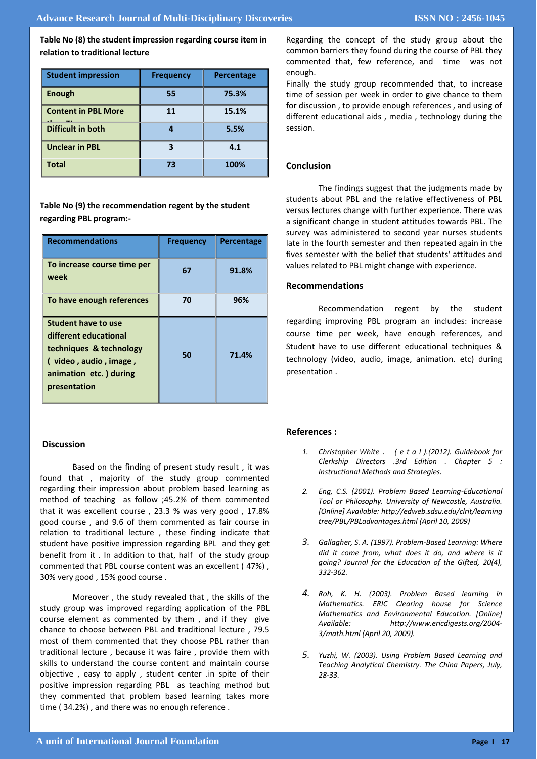**Table No (8) the student impression regarding course item in relation to traditional lecture**

| Student impression | Frequency | Percentage |
|---|---|---|
| Enough | 55 | 75.3% |
| Content in PBL More | 11 | 15.1% |
| Difficult in both | 4 | 5.5% |
| Unclear in PBL | 3 | 4.1 |
| Total | 73 | 100% |

**Table No (9) the recommendation regent by the student regarding PBL program:-**

| Recommendations | Frequency | Percentage |
|---|---|---|
| To increase course time per week | 67 | 91.8% |
| To have enough references | 70 | 96% |
| Student have to use different educational techniques & technology ( video , audio , image , animation etc. ) during presentation | 50 | 71.4% |

## Discussion

Based on the finding of present study result , it was found that , majority of the study group commented regarding their impression about problem based learning as method of teaching as follow ;45.2% of them commented that it was excellent course , 23.3 % was very good , 17.8% good course , and 9.6 of them commented as fair course in relation to traditional lecture , these finding indicate that student have positive impression regarding BPL and they get benefit from it . In addition to that, half of the study group commented that PBL course content was an excellent ( 47%) , 30% very good , 15% good course .

Moreover , the study revealed that , the skills of the study group was improved regarding application of the PBL course element as commented by them , and if they give chance to choose between PBL and traditional lecture , 79.5 most of them commented that they choose PBL rather than traditional lecture , because it was faire , provide them with skills to understand the course content and maintain course objective , easy to apply , student center .in spite of their positive impression regarding PBL as teaching method but they commented that problem based learning takes more time ( 34.2%) , and there was no enough reference .

Regarding the concept of the study group about the common barriers they found during the course of PBL they commented that, few reference, and time was not enough.

Finally the study group recommended that, to increase time of session per week in order to give chance to them for discussion , to provide enough references , and using of different educational aids , media , technology during the session.

## Conclusion

The findings suggest that the judgments made by students about PBL and the relative effectiveness of PBL versus lectures change with further experience. There was a significant change in student attitudes towards PBL. The survey was administered to second year nurses students late in the fourth semester and then repeated again in the fives semester with the belief that students' attitudes and values related to PBL might change with experience.

## Recommendations

Recommendation regent by the student regarding improving PBL program an includes: increase course time per week, have enough references, and Student have to use different educational techniques & technology (video, audio, image, animation. etc) during presentation .

## References :

1. *Christopher White . ( e t a l ).(2012). Guidebook for Clerkship Directors .3rd Edition . Chapter 5 : Instructional Methods and Strategies.*
2. *Eng, C.S. (2001). Problem Based Learning-Educational Tool or Philosophy. University of Newcastle, Australia. [Online] Available: http://edweb.sdsu.edu/clrit/learning tree/PBL/PBLadvantages.html (April 10, 2009)*
3. *Gallagher, S. A. (1997). Problem-Based Learning: Where did it come from, what does it do, and where is it going? Journal for the Education of the Gifted, 20(4), 332-362.*
4. *Roh, K. H. (2003). Problem Based learning in Mathematics. ERIC Clearing house for Science Mathematics and Environmental Education. [Online] Available: http://www.ericdigests.org/2004-3/math.html (April 20, 2009).*
5. *Yuzhi, W. (2003). Using Problem Based Learning and Teaching Analytical Chemistry. The China Papers, July, 28-33.*